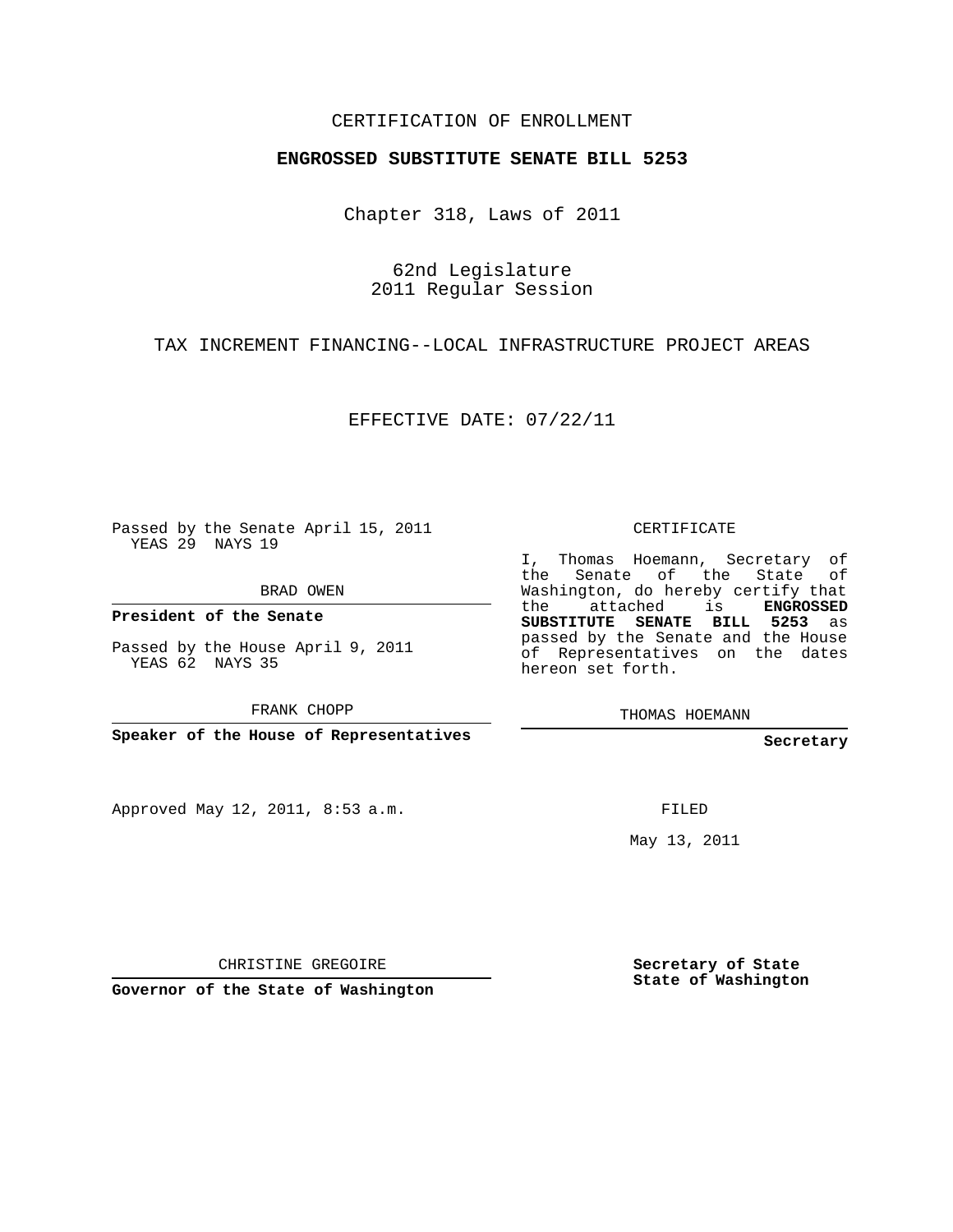CERTIFICATION OF ENROLLMENT

**ENGROSSED SUBSTITUTE SENATE BILL 5253**

Chapter 318, Laws of 2011

62nd Legislature
2011 Regular Session

TAX INCREMENT FINANCING--LOCAL INFRASTRUCTURE PROJECT AREAS

EFFECTIVE DATE: 07/22/11

Passed by the Senate April 15, 2011
YEAS 29 NAYS 19

BRAD OWEN

**President of the Senate**

Passed by the House April 9, 2011
YEAS 62 NAYS 35

FRANK CHOPP

**Speaker of the House of Representatives**

Approved May 12, 2011, 8:53 a.m.

CHRISTINE GREGOIRE

**Governor of the State of Washington**

CERTIFICATE

I, Thomas Hoemann, Secretary of the Senate of the State of Washington, do hereby certify that the attached is **ENGROSSED SUBSTITUTE SENATE BILL 5253** as passed by the Senate and the House of Representatives on the dates hereon set forth.

THOMAS HOEMANN

**Secretary**

FILED

May 13, 2011

**Secretary of State**
**State of Washington**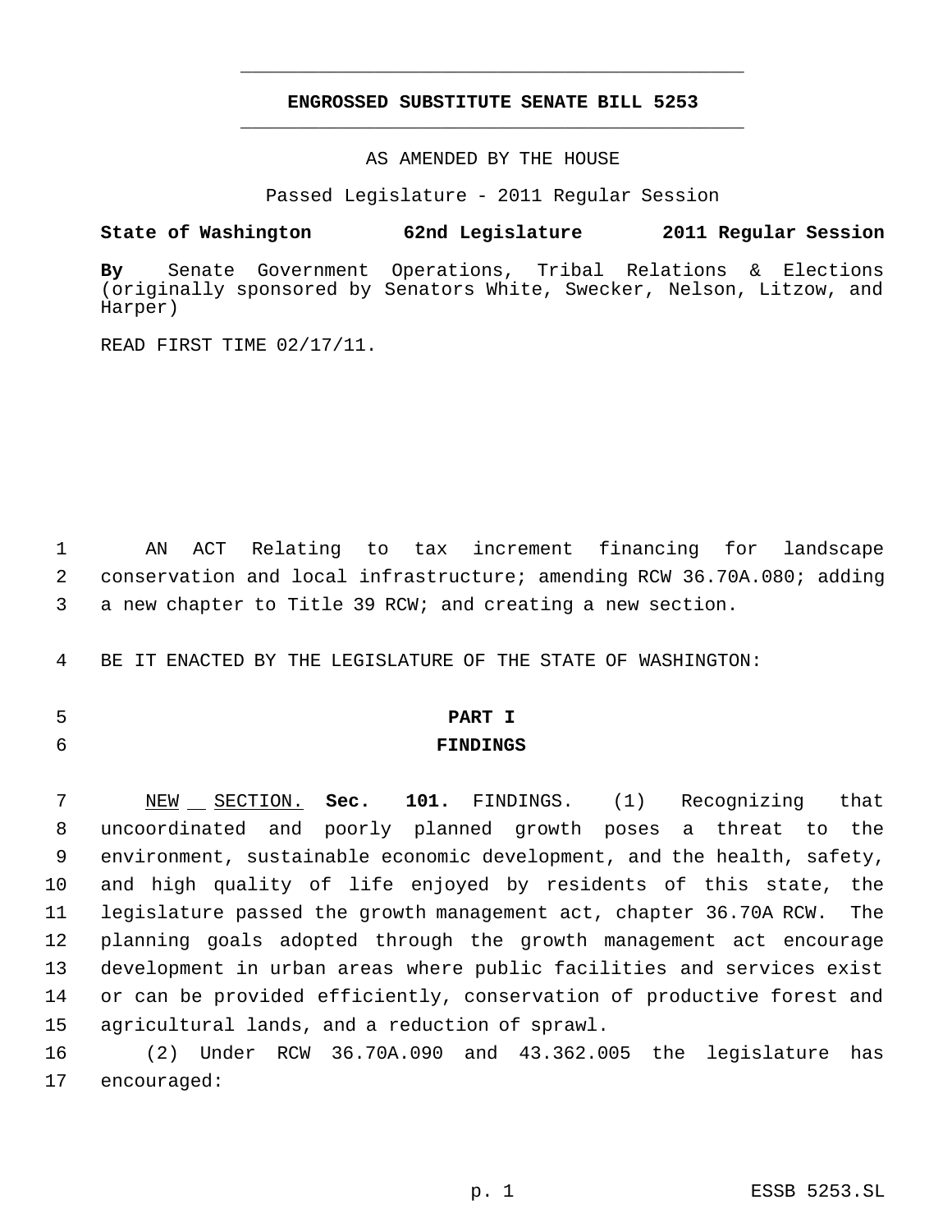# ENGROSSED SUBSTITUTE SENATE BILL 5253

AS AMENDED BY THE HOUSE

Passed Legislature - 2011 Regular Session

**State of Washington 62nd Legislature 2011 Regular Session**

**By** Senate Government Operations, Tribal Relations & Elections (originally sponsored by Senators White, Swecker, Nelson, Litzow, and Harper)

READ FIRST TIME 02/17/11.

AN ACT Relating to tax increment financing for landscape conservation and local infrastructure; amending RCW 36.70A.080; adding a new chapter to Title 39 RCW; and creating a new section.

BE IT ENACTED BY THE LEGISLATURE OF THE STATE OF WASHINGTON:

## PART I
## FINDINGS

NEW SECTION. **Sec. 101.** FINDINGS. (1) Recognizing that uncoordinated and poorly planned growth poses a threat to the environment, sustainable economic development, and the health, safety, and high quality of life enjoyed by residents of this state, the legislature passed the growth management act, chapter 36.70A RCW. The planning goals adopted through the growth management act encourage development in urban areas where public facilities and services exist or can be provided efficiently, conservation of productive forest and agricultural lands, and a reduction of sprawl.

(2) Under RCW 36.70A.090 and 43.362.005 the legislature has encouraged: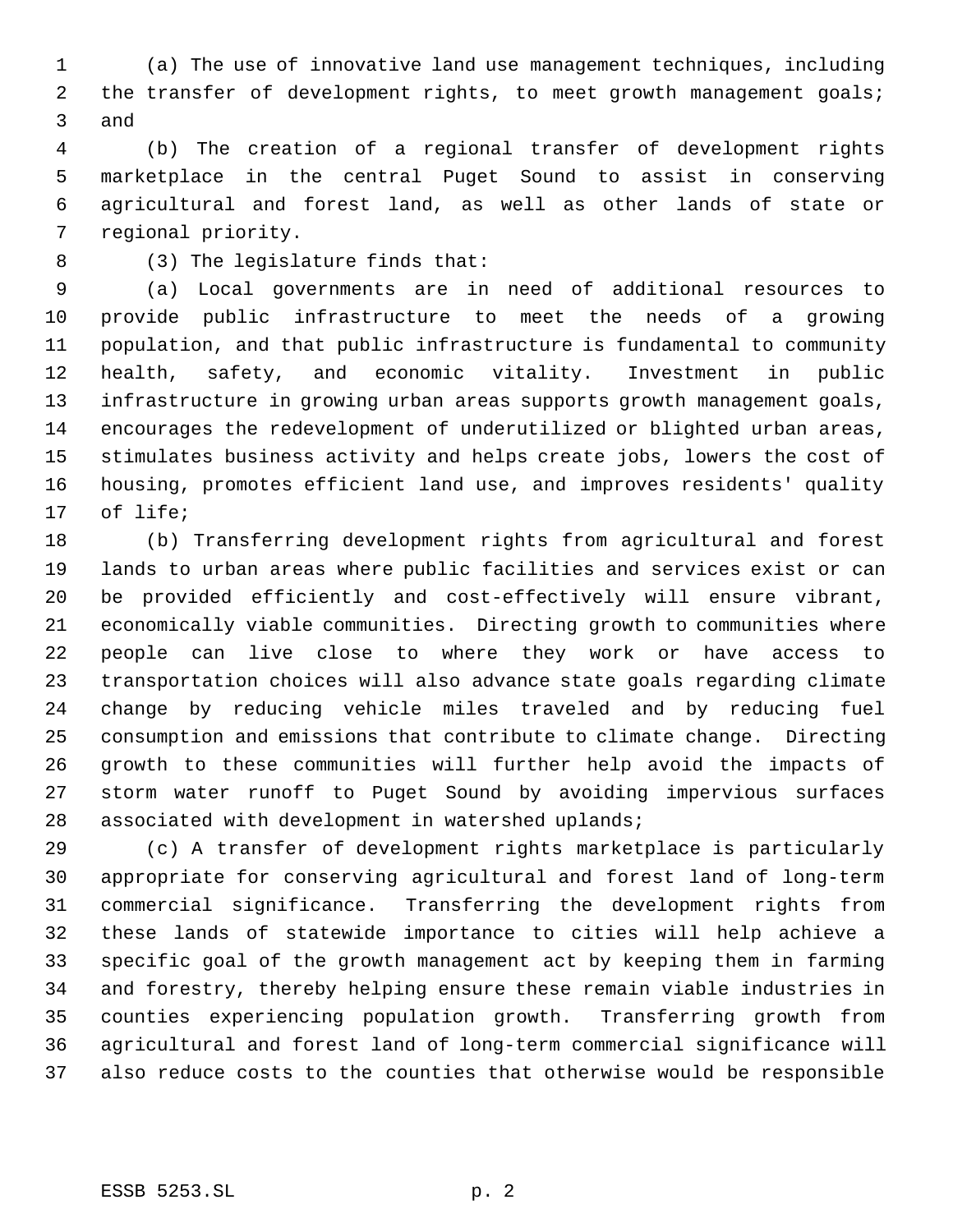(a) The use of innovative land use management techniques, including the transfer of development rights, to meet growth management goals; and

(b) The creation of a regional transfer of development rights marketplace in the central Puget Sound to assist in conserving agricultural and forest land, as well as other lands of state or regional priority.

(3) The legislature finds that:

(a) Local governments are in need of additional resources to provide public infrastructure to meet the needs of a growing population, and that public infrastructure is fundamental to community health, safety, and economic vitality. Investment in public infrastructure in growing urban areas supports growth management goals, encourages the redevelopment of underutilized or blighted urban areas, stimulates business activity and helps create jobs, lowers the cost of housing, promotes efficient land use, and improves residents' quality of life;

(b) Transferring development rights from agricultural and forest lands to urban areas where public facilities and services exist or can be provided efficiently and cost-effectively will ensure vibrant, economically viable communities. Directing growth to communities where people can live close to where they work or have access to transportation choices will also advance state goals regarding climate change by reducing vehicle miles traveled and by reducing fuel consumption and emissions that contribute to climate change. Directing growth to these communities will further help avoid the impacts of storm water runoff to Puget Sound by avoiding impervious surfaces associated with development in watershed uplands;

(c) A transfer of development rights marketplace is particularly appropriate for conserving agricultural and forest land of long-term commercial significance. Transferring the development rights from these lands of statewide importance to cities will help achieve a specific goal of the growth management act by keeping them in farming and forestry, thereby helping ensure these remain viable industries in counties experiencing population growth. Transferring growth from agricultural and forest land of long-term commercial significance will also reduce costs to the counties that otherwise would be responsible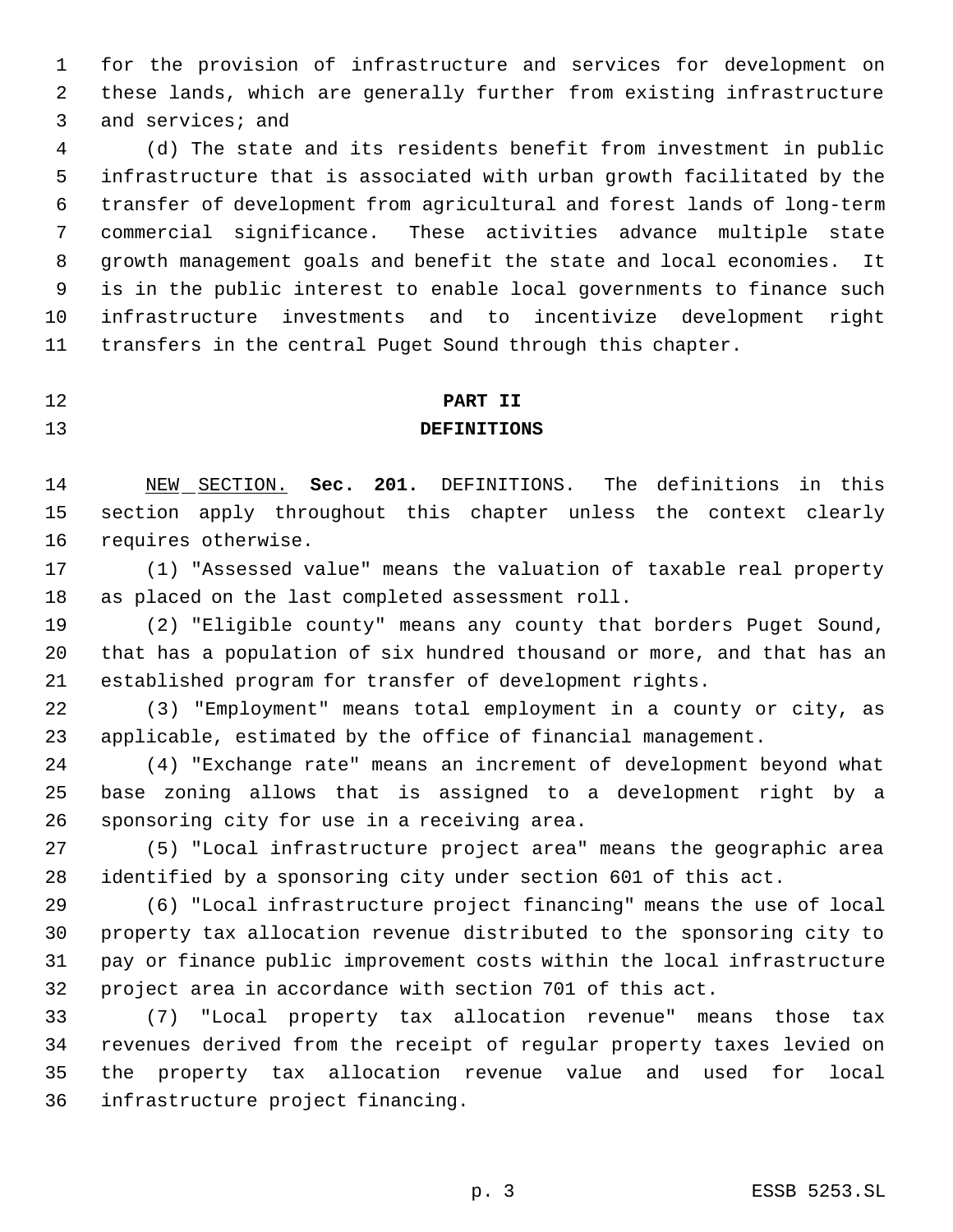for the provision of infrastructure and services for development on these lands, which are generally further from existing infrastructure and services; and

(d) The state and its residents benefit from investment in public infrastructure that is associated with urban growth facilitated by the transfer of development from agricultural and forest lands of long-term commercial significance. These activities advance multiple state growth management goals and benefit the state and local economies. It is in the public interest to enable local governments to finance such infrastructure investments and to incentivize development right transfers in the central Puget Sound through this chapter.

## PART II
## DEFINITIONS

NEW SECTION. **Sec. 201.** DEFINITIONS. The definitions in this section apply throughout this chapter unless the context clearly requires otherwise.

(1) "Assessed value" means the valuation of taxable real property as placed on the last completed assessment roll.

(2) "Eligible county" means any county that borders Puget Sound, that has a population of six hundred thousand or more, and that has an established program for transfer of development rights.

(3) "Employment" means total employment in a county or city, as applicable, estimated by the office of financial management.

(4) "Exchange rate" means an increment of development beyond what base zoning allows that is assigned to a development right by a sponsoring city for use in a receiving area.

(5) "Local infrastructure project area" means the geographic area identified by a sponsoring city under section 601 of this act.

(6) "Local infrastructure project financing" means the use of local property tax allocation revenue distributed to the sponsoring city to pay or finance public improvement costs within the local infrastructure project area in accordance with section 701 of this act.

(7) "Local property tax allocation revenue" means those tax revenues derived from the receipt of regular property taxes levied on the property tax allocation revenue value and used for local infrastructure project financing.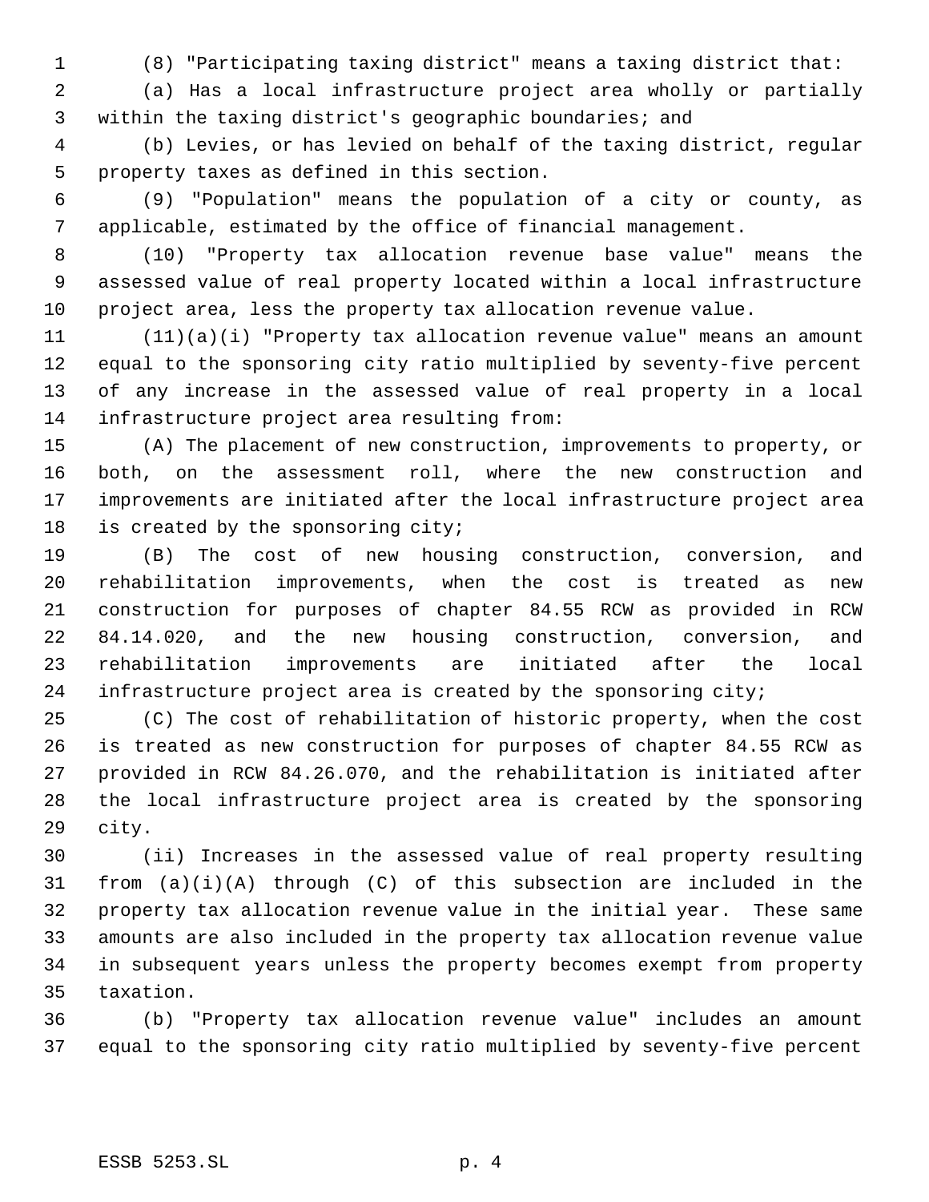(8) "Participating taxing district" means a taxing district that:

(a) Has a local infrastructure project area wholly or partially within the taxing district's geographic boundaries; and

(b) Levies, or has levied on behalf of the taxing district, regular property taxes as defined in this section.

(9) "Population" means the population of a city or county, as applicable, estimated by the office of financial management.

(10) "Property tax allocation revenue base value" means the assessed value of real property located within a local infrastructure project area, less the property tax allocation revenue value.

(11)(a)(i) "Property tax allocation revenue value" means an amount equal to the sponsoring city ratio multiplied by seventy-five percent of any increase in the assessed value of real property in a local infrastructure project area resulting from:

(A) The placement of new construction, improvements to property, or both, on the assessment roll, where the new construction and improvements are initiated after the local infrastructure project area is created by the sponsoring city;

(B) The cost of new housing construction, conversion, and rehabilitation improvements, when the cost is treated as new construction for purposes of chapter 84.55 RCW as provided in RCW 84.14.020, and the new housing construction, conversion, and rehabilitation improvements are initiated after the local infrastructure project area is created by the sponsoring city;

(C) The cost of rehabilitation of historic property, when the cost is treated as new construction for purposes of chapter 84.55 RCW as provided in RCW 84.26.070, and the rehabilitation is initiated after the local infrastructure project area is created by the sponsoring city.

(ii) Increases in the assessed value of real property resulting from (a)(i)(A) through (C) of this subsection are included in the property tax allocation revenue value in the initial year. These same amounts are also included in the property tax allocation revenue value in subsequent years unless the property becomes exempt from property taxation.

(b) "Property tax allocation revenue value" includes an amount equal to the sponsoring city ratio multiplied by seventy-five percent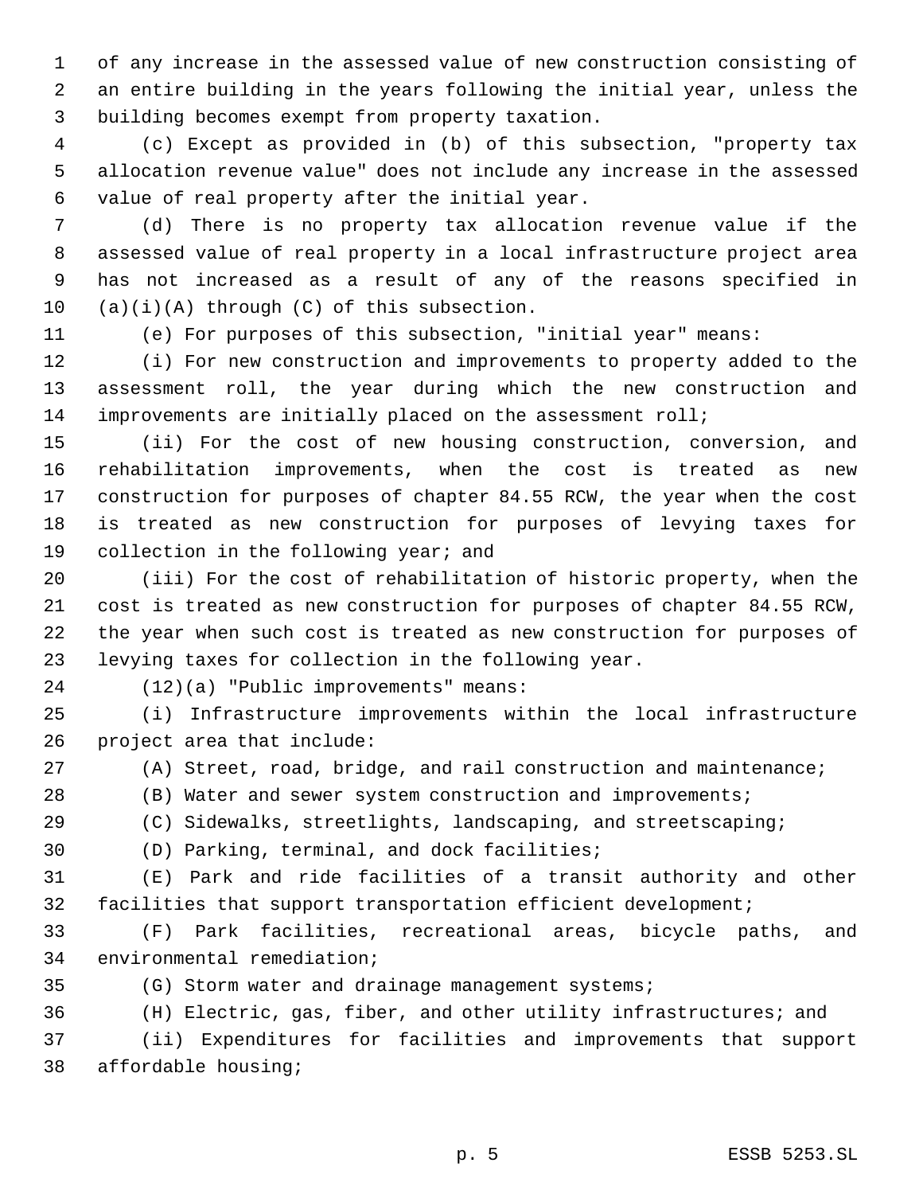of any increase in the assessed value of new construction consisting of an entire building in the years following the initial year, unless the building becomes exempt from property taxation.

(c) Except as provided in (b) of this subsection, "property tax allocation revenue value" does not include any increase in the assessed value of real property after the initial year.

(d) There is no property tax allocation revenue value if the assessed value of real property in a local infrastructure project area has not increased as a result of any of the reasons specified in (a)(i)(A) through (C) of this subsection.

(e) For purposes of this subsection, "initial year" means:

(i) For new construction and improvements to property added to the assessment roll, the year during which the new construction and improvements are initially placed on the assessment roll;

(ii) For the cost of new housing construction, conversion, and rehabilitation improvements, when the cost is treated as new construction for purposes of chapter 84.55 RCW, the year when the cost is treated as new construction for purposes of levying taxes for collection in the following year; and

(iii) For the cost of rehabilitation of historic property, when the cost is treated as new construction for purposes of chapter 84.55 RCW, the year when such cost is treated as new construction for purposes of levying taxes for collection in the following year.

(12)(a) "Public improvements" means:

(i) Infrastructure improvements within the local infrastructure project area that include:

(A) Street, road, bridge, and rail construction and maintenance;

(B) Water and sewer system construction and improvements;

(C) Sidewalks, streetlights, landscaping, and streetscaping;

(D) Parking, terminal, and dock facilities;

(E) Park and ride facilities of a transit authority and other facilities that support transportation efficient development;

(F) Park facilities, recreational areas, bicycle paths, and environmental remediation;

(G) Storm water and drainage management systems;

(H) Electric, gas, fiber, and other utility infrastructures; and

(ii) Expenditures for facilities and improvements that support affordable housing;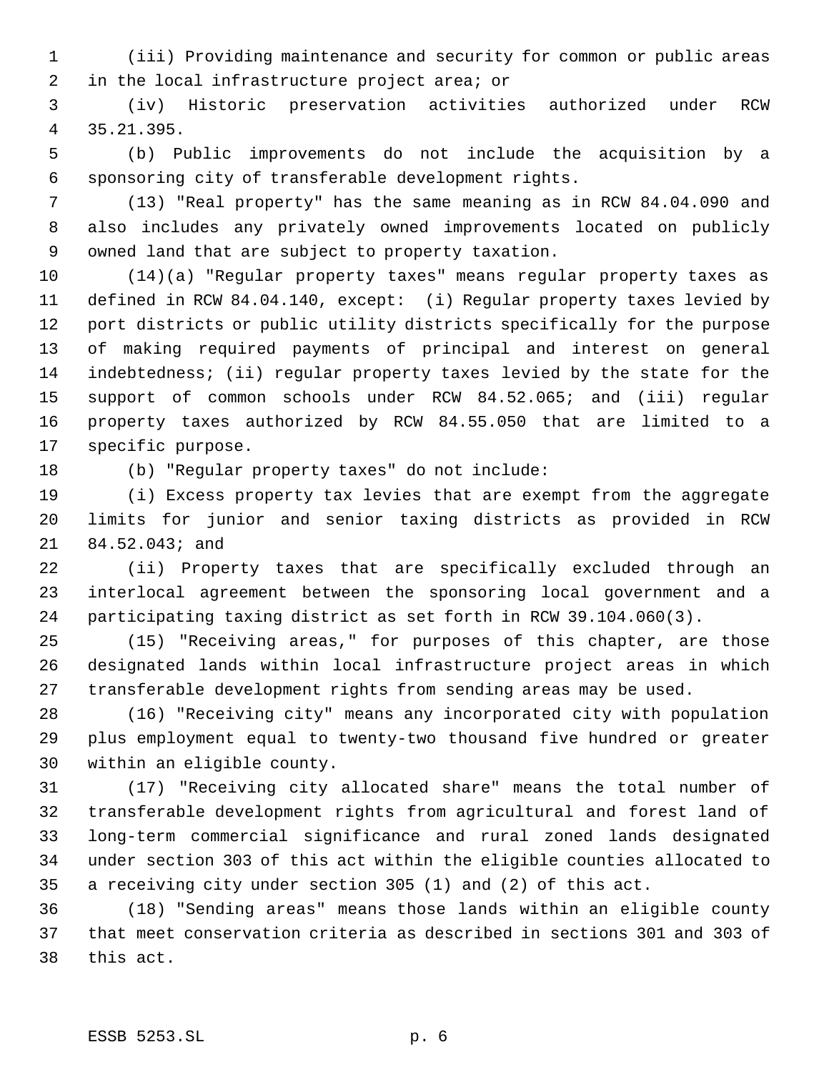(iii) Providing maintenance and security for common or public areas in the local infrastructure project area; or

(iv) Historic preservation activities authorized under RCW 35.21.395.

(b) Public improvements do not include the acquisition by a sponsoring city of transferable development rights.

(13) "Real property" has the same meaning as in RCW 84.04.090 and also includes any privately owned improvements located on publicly owned land that are subject to property taxation.

(14)(a) "Regular property taxes" means regular property taxes as defined in RCW 84.04.140, except: (i) Regular property taxes levied by port districts or public utility districts specifically for the purpose of making required payments of principal and interest on general indebtedness; (ii) regular property taxes levied by the state for the support of common schools under RCW 84.52.065; and (iii) regular property taxes authorized by RCW 84.55.050 that are limited to a specific purpose.

(b) "Regular property taxes" do not include:

(i) Excess property tax levies that are exempt from the aggregate limits for junior and senior taxing districts as provided in RCW 84.52.043; and

(ii) Property taxes that are specifically excluded through an interlocal agreement between the sponsoring local government and a participating taxing district as set forth in RCW 39.104.060(3).

(15) "Receiving areas," for purposes of this chapter, are those designated lands within local infrastructure project areas in which transferable development rights from sending areas may be used.

(16) "Receiving city" means any incorporated city with population plus employment equal to twenty-two thousand five hundred or greater within an eligible county.

(17) "Receiving city allocated share" means the total number of transferable development rights from agricultural and forest land of long-term commercial significance and rural zoned lands designated under section 303 of this act within the eligible counties allocated to a receiving city under section 305 (1) and (2) of this act.

(18) "Sending areas" means those lands within an eligible county that meet conservation criteria as described in sections 301 and 303 of this act.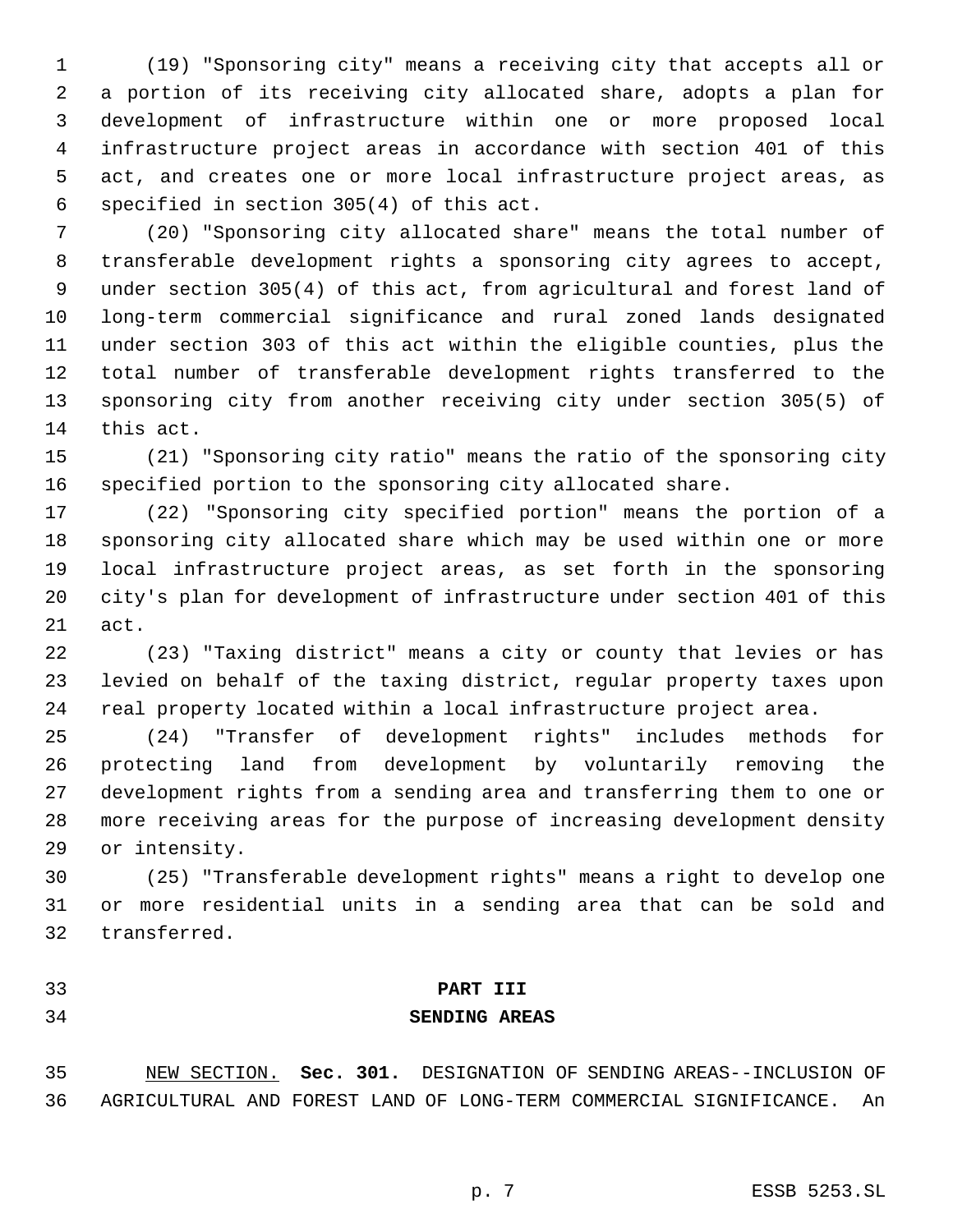(19) "Sponsoring city" means a receiving city that accepts all or a portion of its receiving city allocated share, adopts a plan for development of infrastructure within one or more proposed local infrastructure project areas in accordance with section 401 of this act, and creates one or more local infrastructure project areas, as specified in section 305(4) of this act.

(20) "Sponsoring city allocated share" means the total number of transferable development rights a sponsoring city agrees to accept, under section 305(4) of this act, from agricultural and forest land of long-term commercial significance and rural zoned lands designated under section 303 of this act within the eligible counties, plus the total number of transferable development rights transferred to the sponsoring city from another receiving city under section 305(5) of this act.

(21) "Sponsoring city ratio" means the ratio of the sponsoring city specified portion to the sponsoring city allocated share.

(22) "Sponsoring city specified portion" means the portion of a sponsoring city allocated share which may be used within one or more local infrastructure project areas, as set forth in the sponsoring city's plan for development of infrastructure under section 401 of this act.

(23) "Taxing district" means a city or county that levies or has levied on behalf of the taxing district, regular property taxes upon real property located within a local infrastructure project area.

(24) "Transfer of development rights" includes methods for protecting land from development by voluntarily removing the development rights from a sending area and transferring them to one or more receiving areas for the purpose of increasing development density or intensity.

(25) "Transferable development rights" means a right to develop one or more residential units in a sending area that can be sold and transferred.

## PART III
## SENDING AREAS

NEW SECTION. **Sec. 301.** DESIGNATION OF SENDING AREAS--INCLUSION OF AGRICULTURAL AND FOREST LAND OF LONG-TERM COMMERCIAL SIGNIFICANCE. An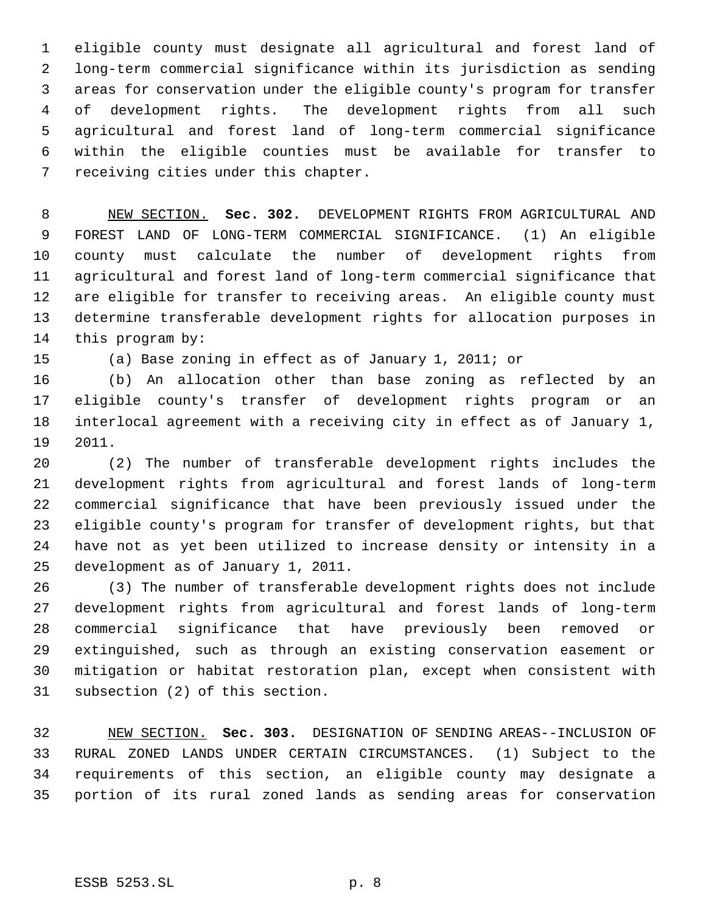eligible county must designate all agricultural and forest land of long-term commercial significance within its jurisdiction as sending areas for conservation under the eligible county's program for transfer of development rights. The development rights from all such agricultural and forest land of long-term commercial significance within the eligible counties must be available for transfer to receiving cities under this chapter.

NEW SECTION. **Sec. 302.** DEVELOPMENT RIGHTS FROM AGRICULTURAL AND FOREST LAND OF LONG-TERM COMMERCIAL SIGNIFICANCE. (1) An eligible county must calculate the number of development rights from agricultural and forest land of long-term commercial significance that are eligible for transfer to receiving areas. An eligible county must determine transferable development rights for allocation purposes in this program by:

(a) Base zoning in effect as of January 1, 2011; or

(b) An allocation other than base zoning as reflected by an eligible county's transfer of development rights program or an interlocal agreement with a receiving city in effect as of January 1, 2011.

(2) The number of transferable development rights includes the development rights from agricultural and forest lands of long-term commercial significance that have been previously issued under the eligible county's program for transfer of development rights, but that have not as yet been utilized to increase density or intensity in a development as of January 1, 2011.

(3) The number of transferable development rights does not include development rights from agricultural and forest lands of long-term commercial significance that have previously been removed or extinguished, such as through an existing conservation easement or mitigation or habitat restoration plan, except when consistent with subsection (2) of this section.

NEW SECTION. **Sec. 303.** DESIGNATION OF SENDING AREAS--INCLUSION OF RURAL ZONED LANDS UNDER CERTAIN CIRCUMSTANCES. (1) Subject to the requirements of this section, an eligible county may designate a portion of its rural zoned lands as sending areas for conservation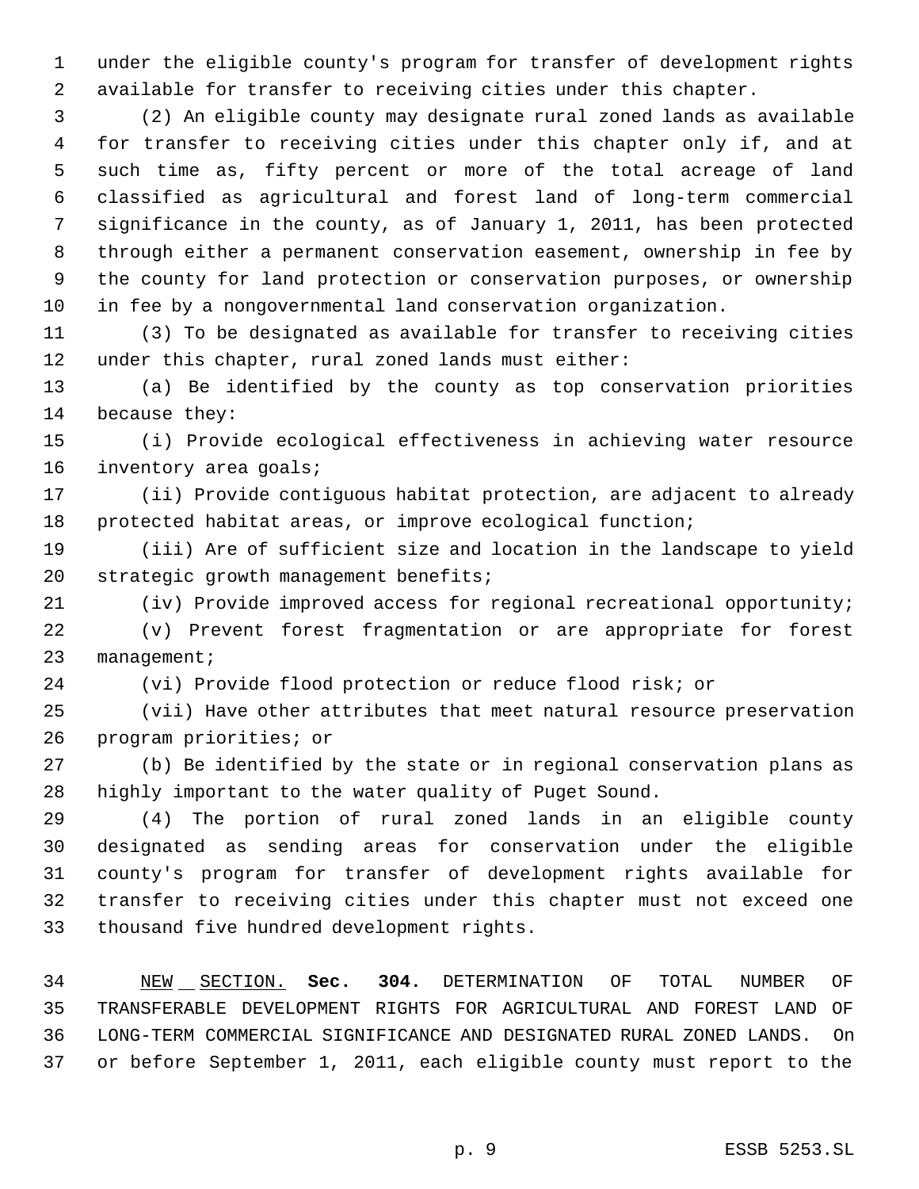under the eligible county's program for transfer of development rights available for transfer to receiving cities under this chapter.

(2) An eligible county may designate rural zoned lands as available for transfer to receiving cities under this chapter only if, and at such time as, fifty percent or more of the total acreage of land classified as agricultural and forest land of long-term commercial significance in the county, as of January 1, 2011, has been protected through either a permanent conservation easement, ownership in fee by the county for land protection or conservation purposes, or ownership in fee by a nongovernmental land conservation organization.

(3) To be designated as available for transfer to receiving cities under this chapter, rural zoned lands must either:

(a) Be identified by the county as top conservation priorities because they:

(i) Provide ecological effectiveness in achieving water resource inventory area goals;

(ii) Provide contiguous habitat protection, are adjacent to already protected habitat areas, or improve ecological function;

(iii) Are of sufficient size and location in the landscape to yield strategic growth management benefits;

(iv) Provide improved access for regional recreational opportunity;

(v) Prevent forest fragmentation or are appropriate for forest management;

(vi) Provide flood protection or reduce flood risk; or

(vii) Have other attributes that meet natural resource preservation program priorities; or

(b) Be identified by the state or in regional conservation plans as highly important to the water quality of Puget Sound.

(4) The portion of rural zoned lands in an eligible county designated as sending areas for conservation under the eligible county's program for transfer of development rights available for transfer to receiving cities under this chapter must not exceed one thousand five hundred development rights.

NEW SECTION. **Sec. 304.** DETERMINATION OF TOTAL NUMBER OF TRANSFERABLE DEVELOPMENT RIGHTS FOR AGRICULTURAL AND FOREST LAND OF LONG-TERM COMMERCIAL SIGNIFICANCE AND DESIGNATED RURAL ZONED LANDS. On or before September 1, 2011, each eligible county must report to the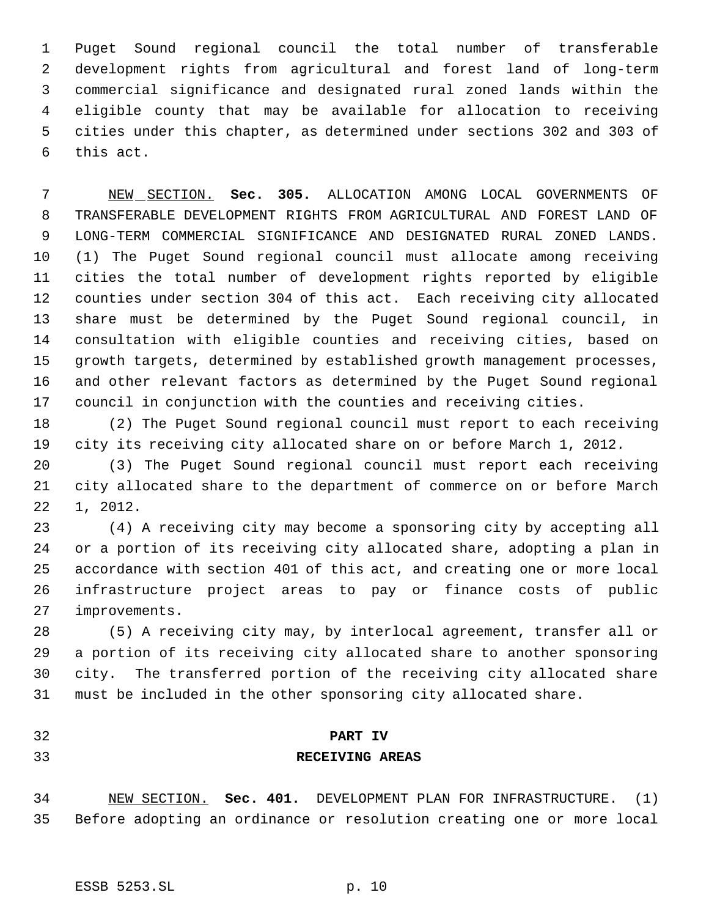Puget Sound regional council the total number of transferable development rights from agricultural and forest land of long-term commercial significance and designated rural zoned lands within the eligible county that may be available for allocation to receiving cities under this chapter, as determined under sections 302 and 303 of this act.

NEW SECTION. **Sec. 305.** ALLOCATION AMONG LOCAL GOVERNMENTS OF TRANSFERABLE DEVELOPMENT RIGHTS FROM AGRICULTURAL AND FOREST LAND OF LONG-TERM COMMERCIAL SIGNIFICANCE AND DESIGNATED RURAL ZONED LANDS. (1) The Puget Sound regional council must allocate among receiving cities the total number of development rights reported by eligible counties under section 304 of this act. Each receiving city allocated share must be determined by the Puget Sound regional council, in consultation with eligible counties and receiving cities, based on growth targets, determined by established growth management processes, and other relevant factors as determined by the Puget Sound regional council in conjunction with the counties and receiving cities.

(2) The Puget Sound regional council must report to each receiving city its receiving city allocated share on or before March 1, 2012.

(3) The Puget Sound regional council must report each receiving city allocated share to the department of commerce on or before March 1, 2012.

(4) A receiving city may become a sponsoring city by accepting all or a portion of its receiving city allocated share, adopting a plan in accordance with section 401 of this act, and creating one or more local infrastructure project areas to pay or finance costs of public improvements.

(5) A receiving city may, by interlocal agreement, transfer all or a portion of its receiving city allocated share to another sponsoring city. The transferred portion of the receiving city allocated share must be included in the other sponsoring city allocated share.

## PART IV
## RECEIVING AREAS

NEW SECTION. **Sec. 401.** DEVELOPMENT PLAN FOR INFRASTRUCTURE. (1) Before adopting an ordinance or resolution creating one or more local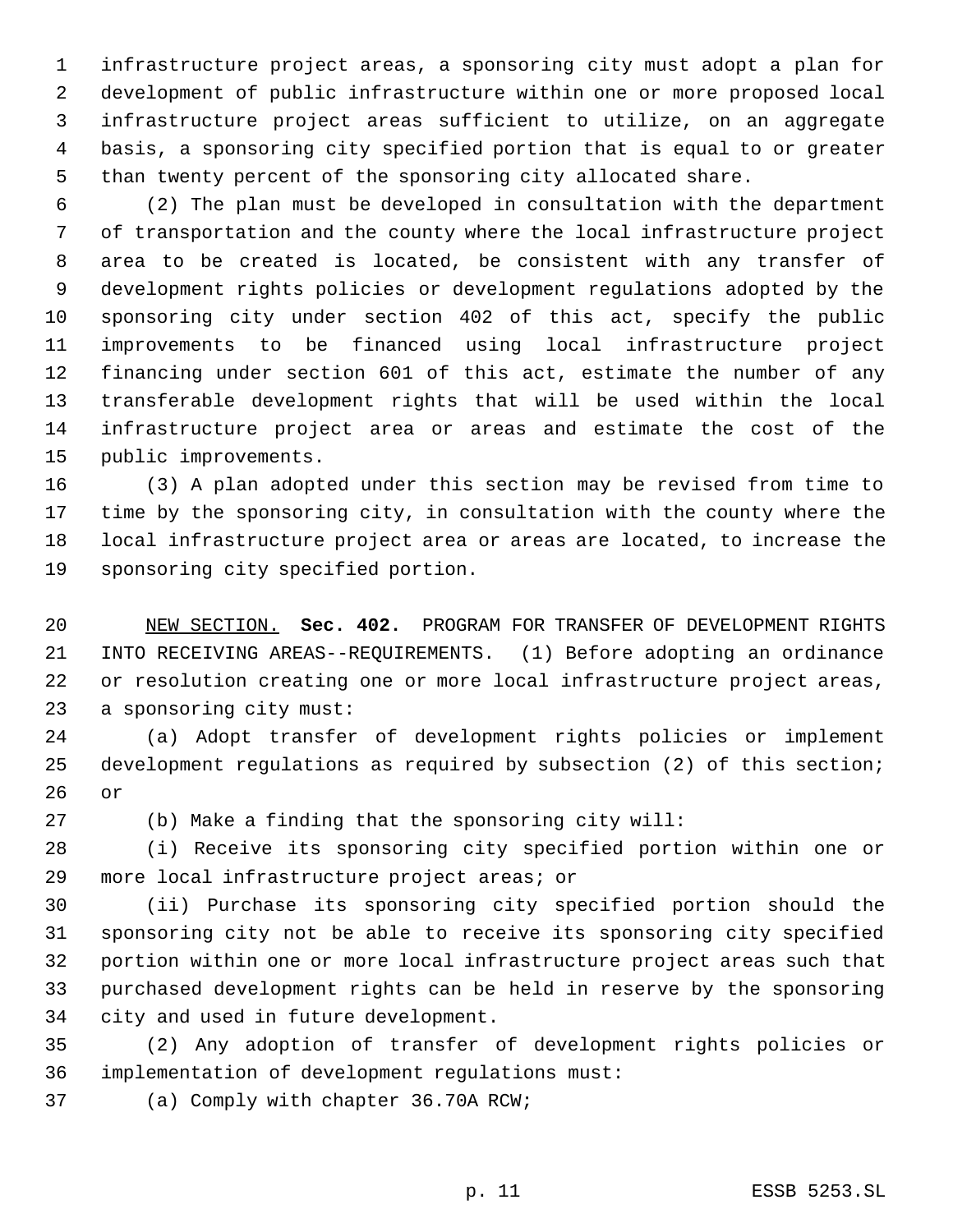infrastructure project areas, a sponsoring city must adopt a plan for development of public infrastructure within one or more proposed local infrastructure project areas sufficient to utilize, on an aggregate basis, a sponsoring city specified portion that is equal to or greater than twenty percent of the sponsoring city allocated share.

(2) The plan must be developed in consultation with the department of transportation and the county where the local infrastructure project area to be created is located, be consistent with any transfer of development rights policies or development regulations adopted by the sponsoring city under section 402 of this act, specify the public improvements to be financed using local infrastructure project financing under section 601 of this act, estimate the number of any transferable development rights that will be used within the local infrastructure project area or areas and estimate the cost of the public improvements.

(3) A plan adopted under this section may be revised from time to time by the sponsoring city, in consultation with the county where the local infrastructure project area or areas are located, to increase the sponsoring city specified portion.

NEW SECTION. **Sec. 402.** PROGRAM FOR TRANSFER OF DEVELOPMENT RIGHTS INTO RECEIVING AREAS--REQUIREMENTS. (1) Before adopting an ordinance or resolution creating one or more local infrastructure project areas, a sponsoring city must:

(a) Adopt transfer of development rights policies or implement development regulations as required by subsection (2) of this section; or

(b) Make a finding that the sponsoring city will:

(i) Receive its sponsoring city specified portion within one or more local infrastructure project areas; or

(ii) Purchase its sponsoring city specified portion should the sponsoring city not be able to receive its sponsoring city specified portion within one or more local infrastructure project areas such that purchased development rights can be held in reserve by the sponsoring city and used in future development.

(2) Any adoption of transfer of development rights policies or implementation of development regulations must:

(a) Comply with chapter 36.70A RCW;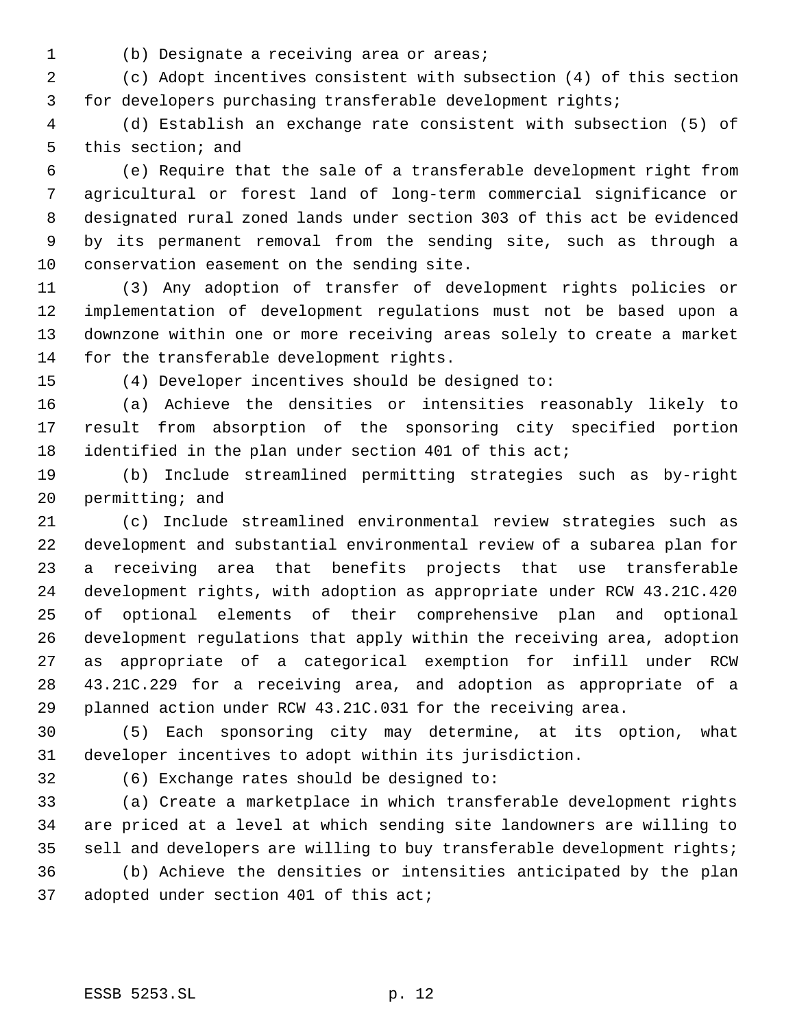(b) Designate a receiving area or areas;

(c) Adopt incentives consistent with subsection (4) of this section for developers purchasing transferable development rights;

(d) Establish an exchange rate consistent with subsection (5) of this section; and

(e) Require that the sale of a transferable development right from agricultural or forest land of long-term commercial significance or designated rural zoned lands under section 303 of this act be evidenced by its permanent removal from the sending site, such as through a conservation easement on the sending site.

(3) Any adoption of transfer of development rights policies or implementation of development regulations must not be based upon a downzone within one or more receiving areas solely to create a market for the transferable development rights.

(4) Developer incentives should be designed to:

(a) Achieve the densities or intensities reasonably likely to result from absorption of the sponsoring city specified portion identified in the plan under section 401 of this act;

(b) Include streamlined permitting strategies such as by-right permitting; and

(c) Include streamlined environmental review strategies such as development and substantial environmental review of a subarea plan for a receiving area that benefits projects that use transferable development rights, with adoption as appropriate under RCW 43.21C.420 of optional elements of their comprehensive plan and optional development regulations that apply within the receiving area, adoption as appropriate of a categorical exemption for infill under RCW 43.21C.229 for a receiving area, and adoption as appropriate of a planned action under RCW 43.21C.031 for the receiving area.

(5) Each sponsoring city may determine, at its option, what developer incentives to adopt within its jurisdiction.

(6) Exchange rates should be designed to:

(a) Create a marketplace in which transferable development rights are priced at a level at which sending site landowners are willing to sell and developers are willing to buy transferable development rights;

(b) Achieve the densities or intensities anticipated by the plan adopted under section 401 of this act;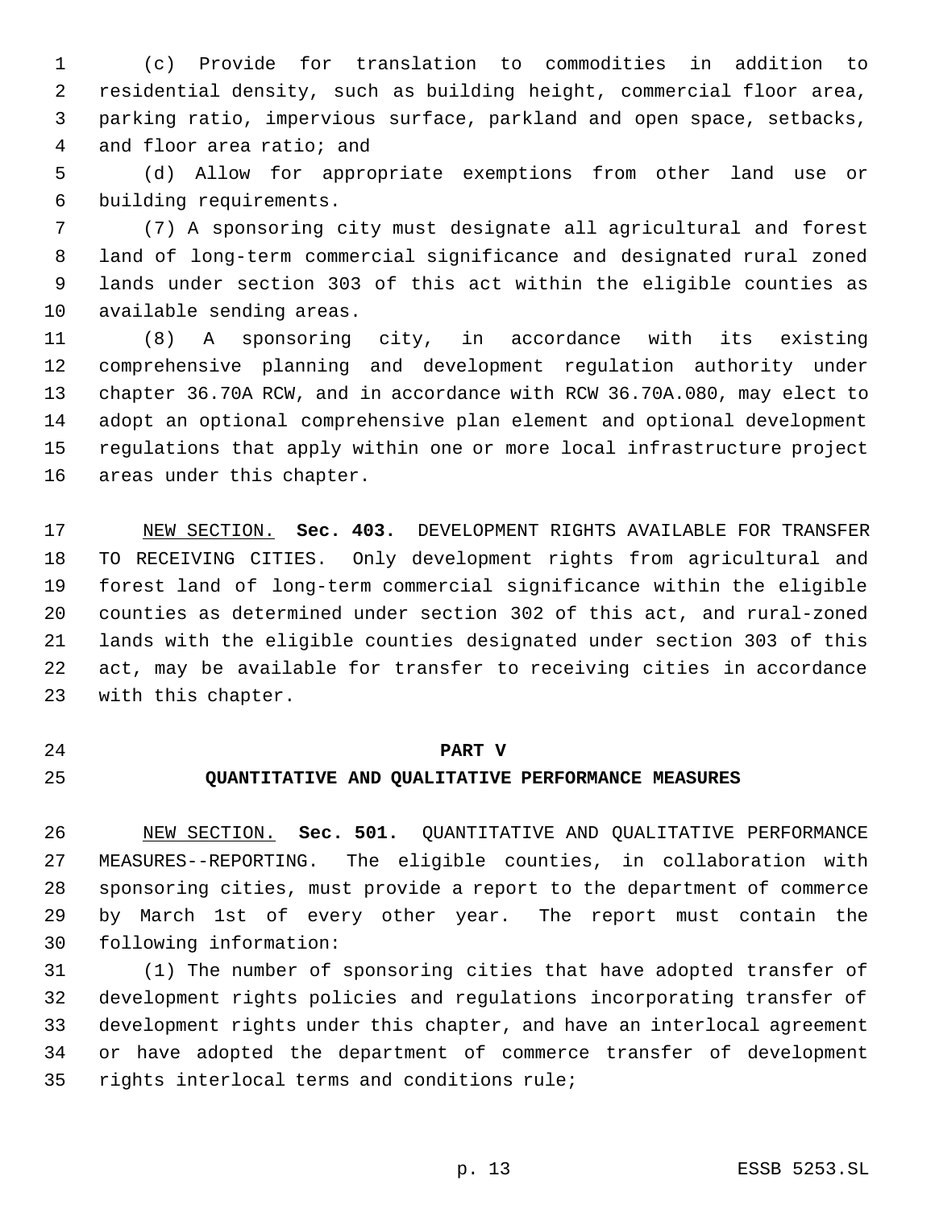(c) Provide for translation to commodities in addition to residential density, such as building height, commercial floor area, parking ratio, impervious surface, parkland and open space, setbacks, and floor area ratio; and

(d) Allow for appropriate exemptions from other land use or building requirements.

(7) A sponsoring city must designate all agricultural and forest land of long-term commercial significance and designated rural zoned lands under section 303 of this act within the eligible counties as available sending areas.

(8) A sponsoring city, in accordance with its existing comprehensive planning and development regulation authority under chapter 36.70A RCW, and in accordance with RCW 36.70A.080, may elect to adopt an optional comprehensive plan element and optional development regulations that apply within one or more local infrastructure project areas under this chapter.

NEW SECTION. **Sec. 403.** DEVELOPMENT RIGHTS AVAILABLE FOR TRANSFER TO RECEIVING CITIES. Only development rights from agricultural and forest land of long-term commercial significance within the eligible counties as determined under section 302 of this act, and rural-zoned lands with the eligible counties designated under section 303 of this act, may be available for transfer to receiving cities in accordance with this chapter.

## PART V
## QUANTITATIVE AND QUALITATIVE PERFORMANCE MEASURES

NEW SECTION. **Sec. 501.** QUANTITATIVE AND QUALITATIVE PERFORMANCE MEASURES--REPORTING. The eligible counties, in collaboration with sponsoring cities, must provide a report to the department of commerce by March 1st of every other year. The report must contain the following information:

(1) The number of sponsoring cities that have adopted transfer of development rights policies and regulations incorporating transfer of development rights under this chapter, and have an interlocal agreement or have adopted the department of commerce transfer of development rights interlocal terms and conditions rule;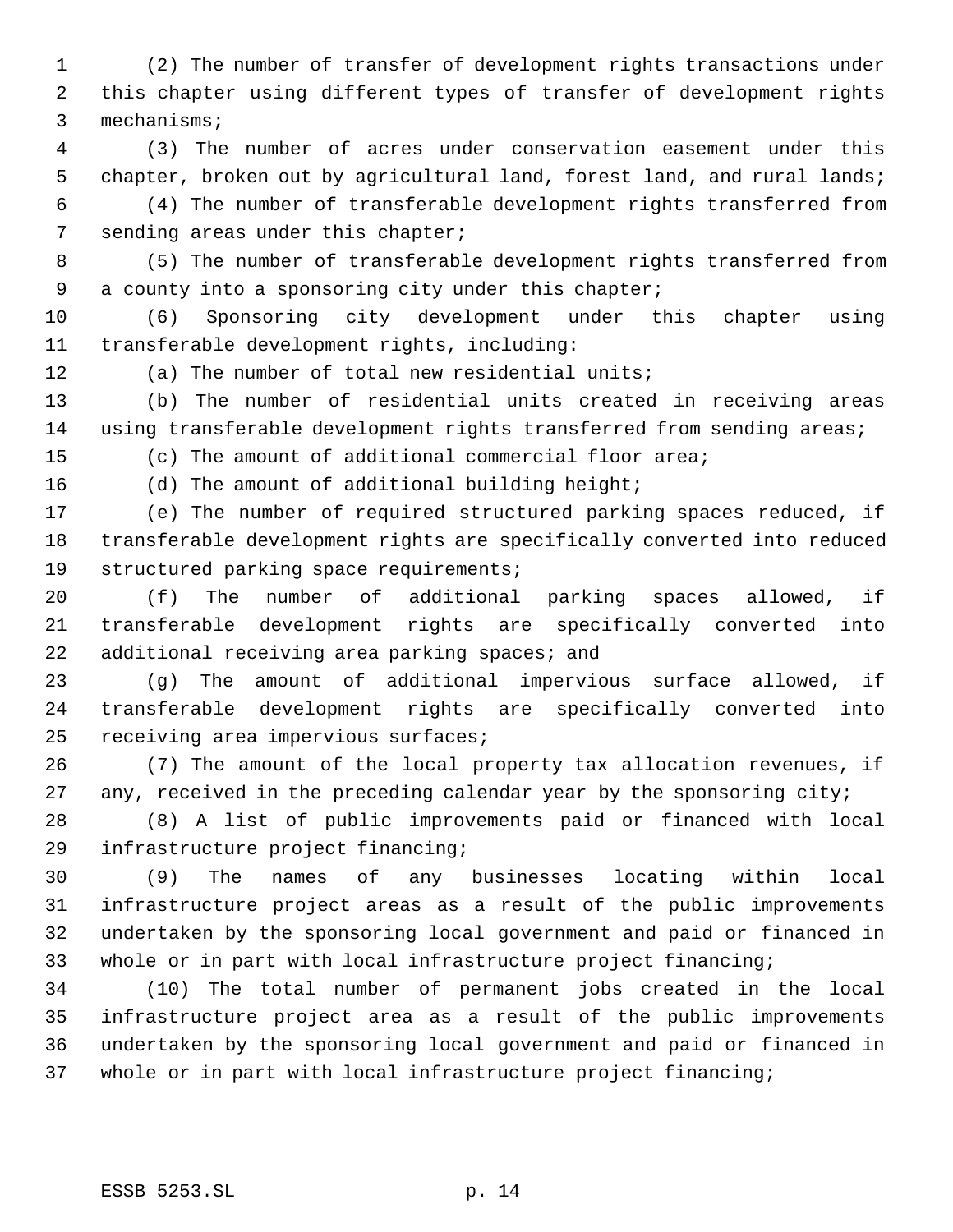(2) The number of transfer of development rights transactions under this chapter using different types of transfer of development rights mechanisms;

(3) The number of acres under conservation easement under this chapter, broken out by agricultural land, forest land, and rural lands;

(4) The number of transferable development rights transferred from sending areas under this chapter;

(5) The number of transferable development rights transferred from a county into a sponsoring city under this chapter;

(6) Sponsoring city development under this chapter using transferable development rights, including:

(a) The number of total new residential units;

(b) The number of residential units created in receiving areas using transferable development rights transferred from sending areas;

(c) The amount of additional commercial floor area;

(d) The amount of additional building height;

(e) The number of required structured parking spaces reduced, if transferable development rights are specifically converted into reduced structured parking space requirements;

(f) The number of additional parking spaces allowed, if transferable development rights are specifically converted into additional receiving area parking spaces; and

(g) The amount of additional impervious surface allowed, if transferable development rights are specifically converted into receiving area impervious surfaces;

(7) The amount of the local property tax allocation revenues, if any, received in the preceding calendar year by the sponsoring city;

(8) A list of public improvements paid or financed with local infrastructure project financing;

(9) The names of any businesses locating within local infrastructure project areas as a result of the public improvements undertaken by the sponsoring local government and paid or financed in whole or in part with local infrastructure project financing;

(10) The total number of permanent jobs created in the local infrastructure project area as a result of the public improvements undertaken by the sponsoring local government and paid or financed in whole or in part with local infrastructure project financing;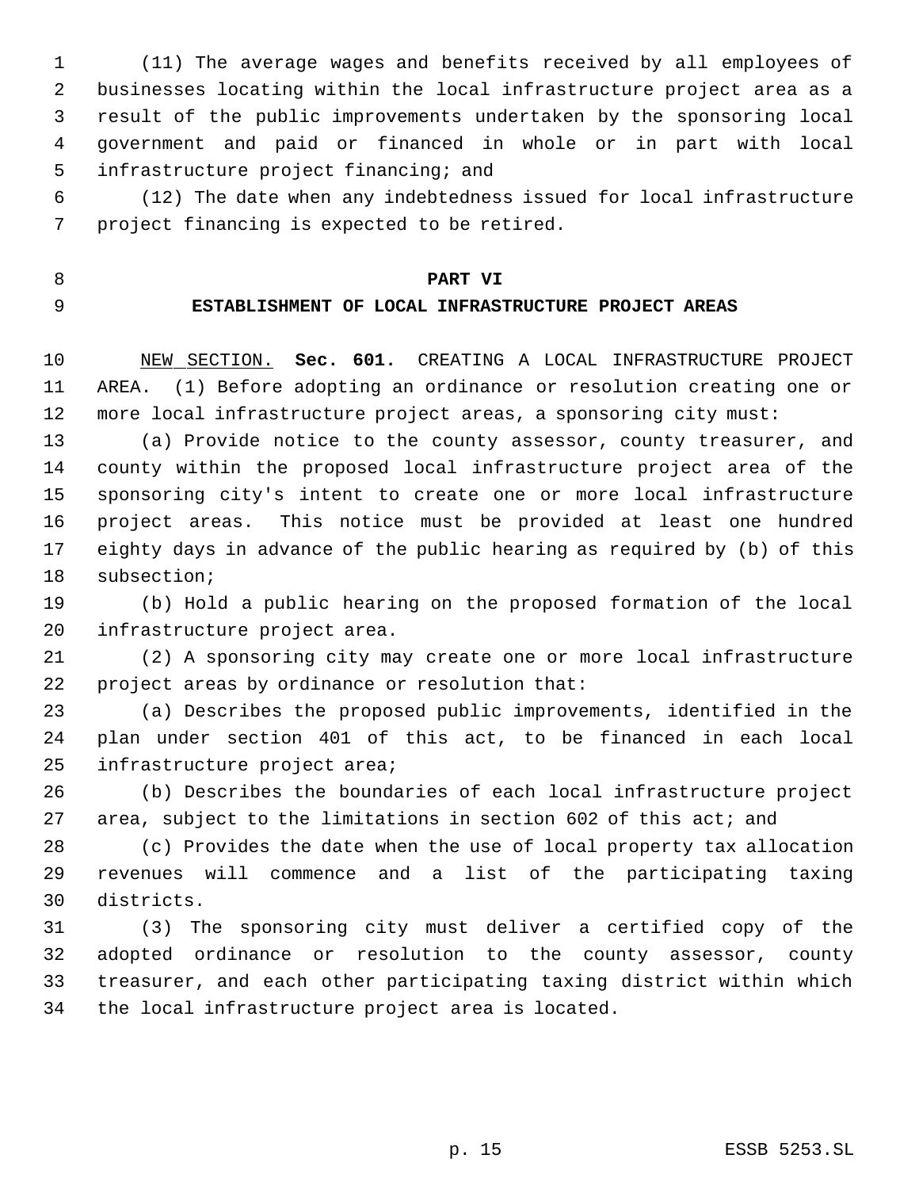(11) The average wages and benefits received by all employees of businesses locating within the local infrastructure project area as a result of the public improvements undertaken by the sponsoring local government and paid or financed in whole or in part with local infrastructure project financing; and

(12) The date when any indebtedness issued for local infrastructure project financing is expected to be retired.

## PART VI
## ESTABLISHMENT OF LOCAL INFRASTRUCTURE PROJECT AREAS

NEW SECTION. **Sec. 601.** CREATING A LOCAL INFRASTRUCTURE PROJECT AREA. (1) Before adopting an ordinance or resolution creating one or more local infrastructure project areas, a sponsoring city must:

(a) Provide notice to the county assessor, county treasurer, and county within the proposed local infrastructure project area of the sponsoring city's intent to create one or more local infrastructure project areas. This notice must be provided at least one hundred eighty days in advance of the public hearing as required by (b) of this subsection;

(b) Hold a public hearing on the proposed formation of the local infrastructure project area.

(2) A sponsoring city may create one or more local infrastructure project areas by ordinance or resolution that:

(a) Describes the proposed public improvements, identified in the plan under section 401 of this act, to be financed in each local infrastructure project area;

(b) Describes the boundaries of each local infrastructure project area, subject to the limitations in section 602 of this act; and

(c) Provides the date when the use of local property tax allocation revenues will commence and a list of the participating taxing districts.

(3) The sponsoring city must deliver a certified copy of the adopted ordinance or resolution to the county assessor, county treasurer, and each other participating taxing district within which the local infrastructure project area is located.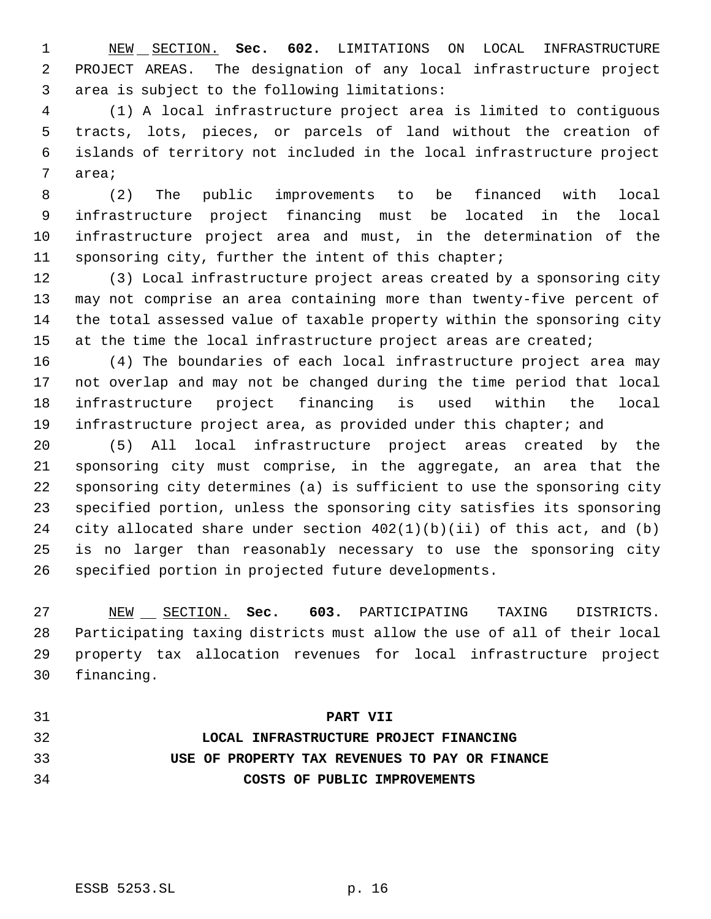NEW SECTION. **Sec. 602.** LIMITATIONS ON LOCAL INFRASTRUCTURE PROJECT AREAS. The designation of any local infrastructure project area is subject to the following limitations:

(1) A local infrastructure project area is limited to contiguous tracts, lots, pieces, or parcels of land without the creation of islands of territory not included in the local infrastructure project area;

(2) The public improvements to be financed with local infrastructure project financing must be located in the local infrastructure project area and must, in the determination of the sponsoring city, further the intent of this chapter;

(3) Local infrastructure project areas created by a sponsoring city may not comprise an area containing more than twenty-five percent of the total assessed value of taxable property within the sponsoring city at the time the local infrastructure project areas are created;

(4) The boundaries of each local infrastructure project area may not overlap and may not be changed during the time period that local infrastructure project financing is used within the local infrastructure project area, as provided under this chapter; and

(5) All local infrastructure project areas created by the sponsoring city must comprise, in the aggregate, an area that the sponsoring city determines (a) is sufficient to use the sponsoring city specified portion, unless the sponsoring city satisfies its sponsoring city allocated share under section 402(1)(b)(ii) of this act, and (b) is no larger than reasonably necessary to use the sponsoring city specified portion in projected future developments.

NEW SECTION. **Sec. 603.** PARTICIPATING TAXING DISTRICTS. Participating taxing districts must allow the use of all of their local property tax allocation revenues for local infrastructure project financing.

## PART VII
## LOCAL INFRASTRUCTURE PROJECT FINANCING
## USE OF PROPERTY TAX REVENUES TO PAY OR FINANCE
## COSTS OF PUBLIC IMPROVEMENTS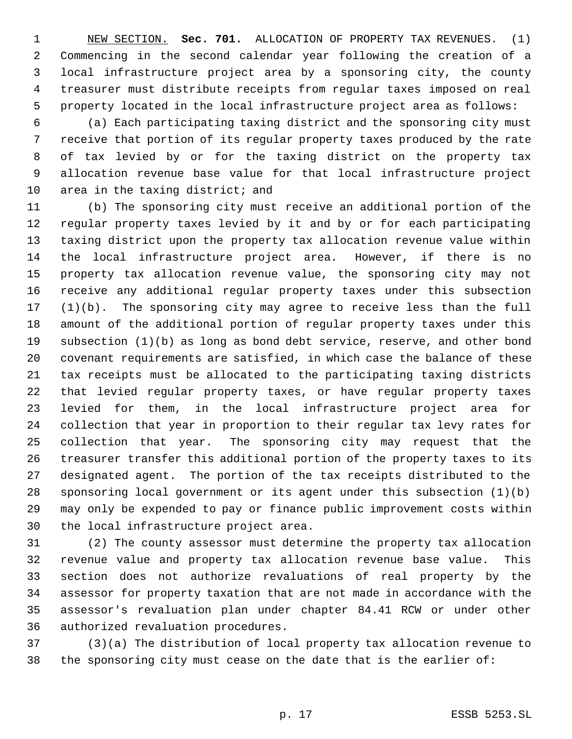NEW SECTION. **Sec. 701.** ALLOCATION OF PROPERTY TAX REVENUES. (1) Commencing in the second calendar year following the creation of a local infrastructure project area by a sponsoring city, the county treasurer must distribute receipts from regular taxes imposed on real property located in the local infrastructure project area as follows:

(a) Each participating taxing district and the sponsoring city must receive that portion of its regular property taxes produced by the rate of tax levied by or for the taxing district on the property tax allocation revenue base value for that local infrastructure project area in the taxing district; and

(b) The sponsoring city must receive an additional portion of the regular property taxes levied by it and by or for each participating taxing district upon the property tax allocation revenue value within the local infrastructure project area. However, if there is no property tax allocation revenue value, the sponsoring city may not receive any additional regular property taxes under this subsection (1)(b). The sponsoring city may agree to receive less than the full amount of the additional portion of regular property taxes under this subsection (1)(b) as long as bond debt service, reserve, and other bond covenant requirements are satisfied, in which case the balance of these tax receipts must be allocated to the participating taxing districts that levied regular property taxes, or have regular property taxes levied for them, in the local infrastructure project area for collection that year in proportion to their regular tax levy rates for collection that year. The sponsoring city may request that the treasurer transfer this additional portion of the property taxes to its designated agent. The portion of the tax receipts distributed to the sponsoring local government or its agent under this subsection (1)(b) may only be expended to pay or finance public improvement costs within the local infrastructure project area.

(2) The county assessor must determine the property tax allocation revenue value and property tax allocation revenue base value. This section does not authorize revaluations of real property by the assessor for property taxation that are not made in accordance with the assessor's revaluation plan under chapter 84.41 RCW or under other authorized revaluation procedures.

(3)(a) The distribution of local property tax allocation revenue to the sponsoring city must cease on the date that is the earlier of: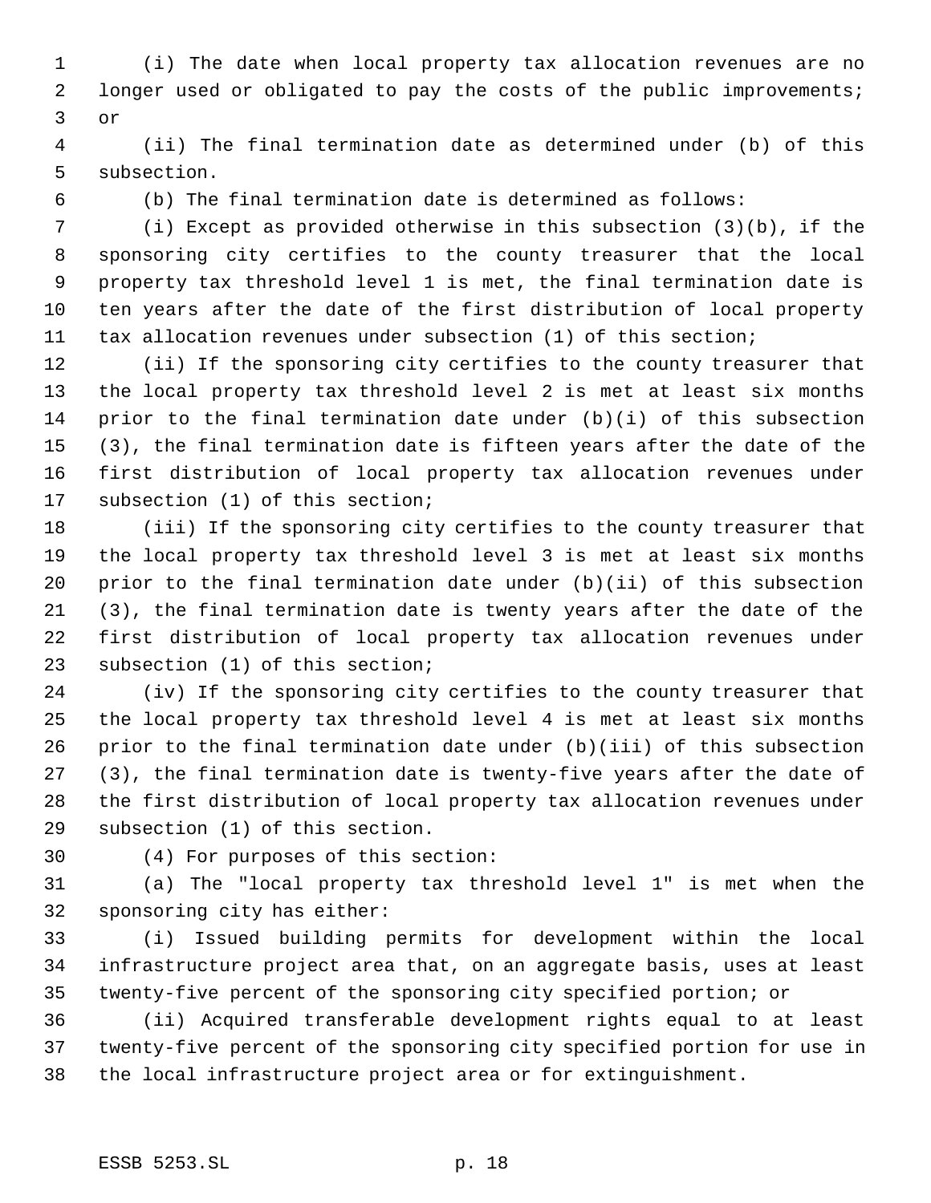(i) The date when local property tax allocation revenues are no longer used or obligated to pay the costs of the public improvements; or

(ii) The final termination date as determined under (b) of this subsection.

(b) The final termination date is determined as follows:

(i) Except as provided otherwise in this subsection (3)(b), if the sponsoring city certifies to the county treasurer that the local property tax threshold level 1 is met, the final termination date is ten years after the date of the first distribution of local property tax allocation revenues under subsection (1) of this section;

(ii) If the sponsoring city certifies to the county treasurer that the local property tax threshold level 2 is met at least six months prior to the final termination date under (b)(i) of this subsection (3), the final termination date is fifteen years after the date of the first distribution of local property tax allocation revenues under subsection (1) of this section;

(iii) If the sponsoring city certifies to the county treasurer that the local property tax threshold level 3 is met at least six months prior to the final termination date under (b)(ii) of this subsection (3), the final termination date is twenty years after the date of the first distribution of local property tax allocation revenues under subsection (1) of this section;

(iv) If the sponsoring city certifies to the county treasurer that the local property tax threshold level 4 is met at least six months prior to the final termination date under (b)(iii) of this subsection (3), the final termination date is twenty-five years after the date of the first distribution of local property tax allocation revenues under subsection (1) of this section.

(4) For purposes of this section:

(a) The "local property tax threshold level 1" is met when the sponsoring city has either:

(i) Issued building permits for development within the local infrastructure project area that, on an aggregate basis, uses at least twenty-five percent of the sponsoring city specified portion; or

(ii) Acquired transferable development rights equal to at least twenty-five percent of the sponsoring city specified portion for use in the local infrastructure project area or for extinguishment.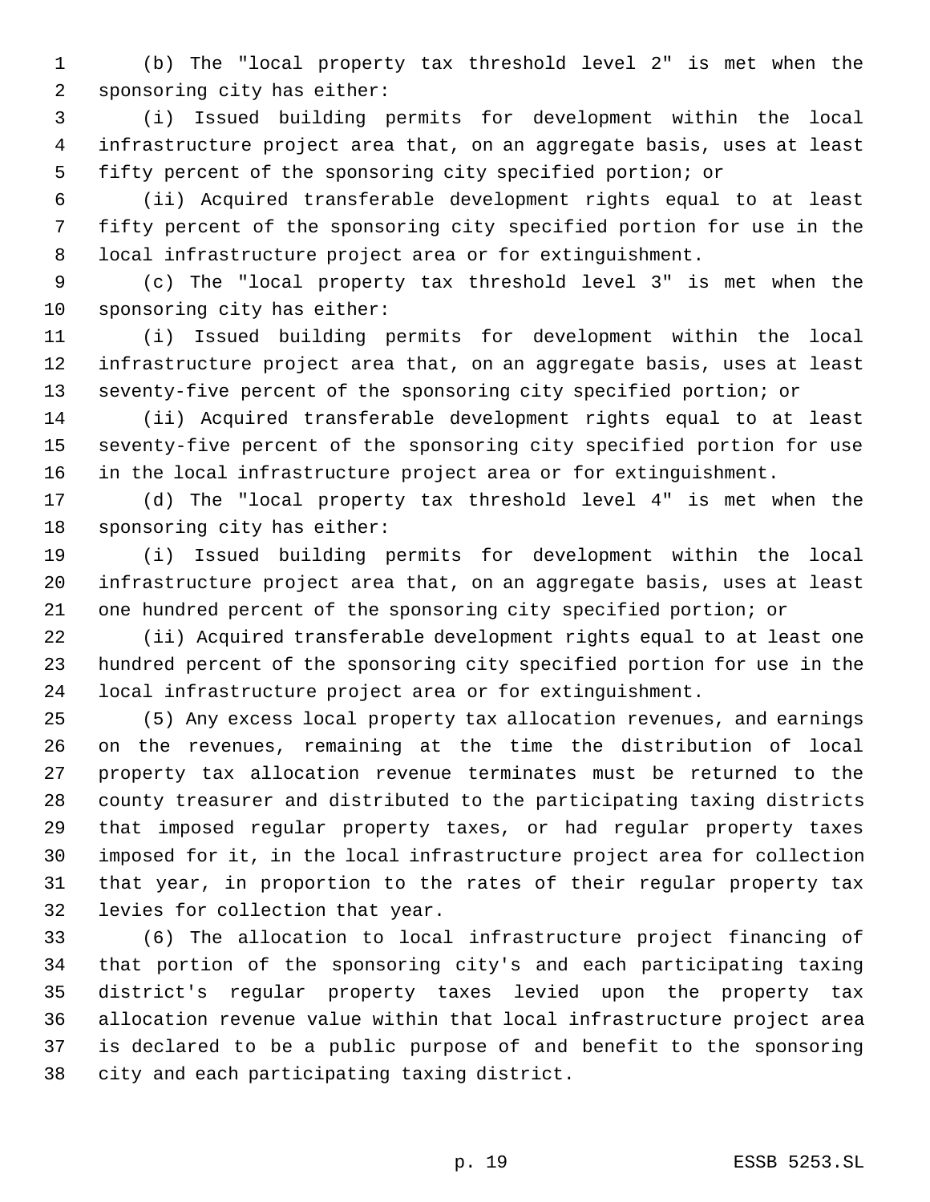(b) The "local property tax threshold level 2" is met when the sponsoring city has either:

(i) Issued building permits for development within the local infrastructure project area that, on an aggregate basis, uses at least fifty percent of the sponsoring city specified portion; or

(ii) Acquired transferable development rights equal to at least fifty percent of the sponsoring city specified portion for use in the local infrastructure project area or for extinguishment.

(c) The "local property tax threshold level 3" is met when the sponsoring city has either:

(i) Issued building permits for development within the local infrastructure project area that, on an aggregate basis, uses at least seventy-five percent of the sponsoring city specified portion; or

(ii) Acquired transferable development rights equal to at least seventy-five percent of the sponsoring city specified portion for use in the local infrastructure project area or for extinguishment.

(d) The "local property tax threshold level 4" is met when the sponsoring city has either:

(i) Issued building permits for development within the local infrastructure project area that, on an aggregate basis, uses at least one hundred percent of the sponsoring city specified portion; or

(ii) Acquired transferable development rights equal to at least one hundred percent of the sponsoring city specified portion for use in the local infrastructure project area or for extinguishment.

(5) Any excess local property tax allocation revenues, and earnings on the revenues, remaining at the time the distribution of local property tax allocation revenue terminates must be returned to the county treasurer and distributed to the participating taxing districts that imposed regular property taxes, or had regular property taxes imposed for it, in the local infrastructure project area for collection that year, in proportion to the rates of their regular property tax levies for collection that year.

(6) The allocation to local infrastructure project financing of that portion of the sponsoring city's and each participating taxing district's regular property taxes levied upon the property tax allocation revenue value within that local infrastructure project area is declared to be a public purpose of and benefit to the sponsoring city and each participating taxing district.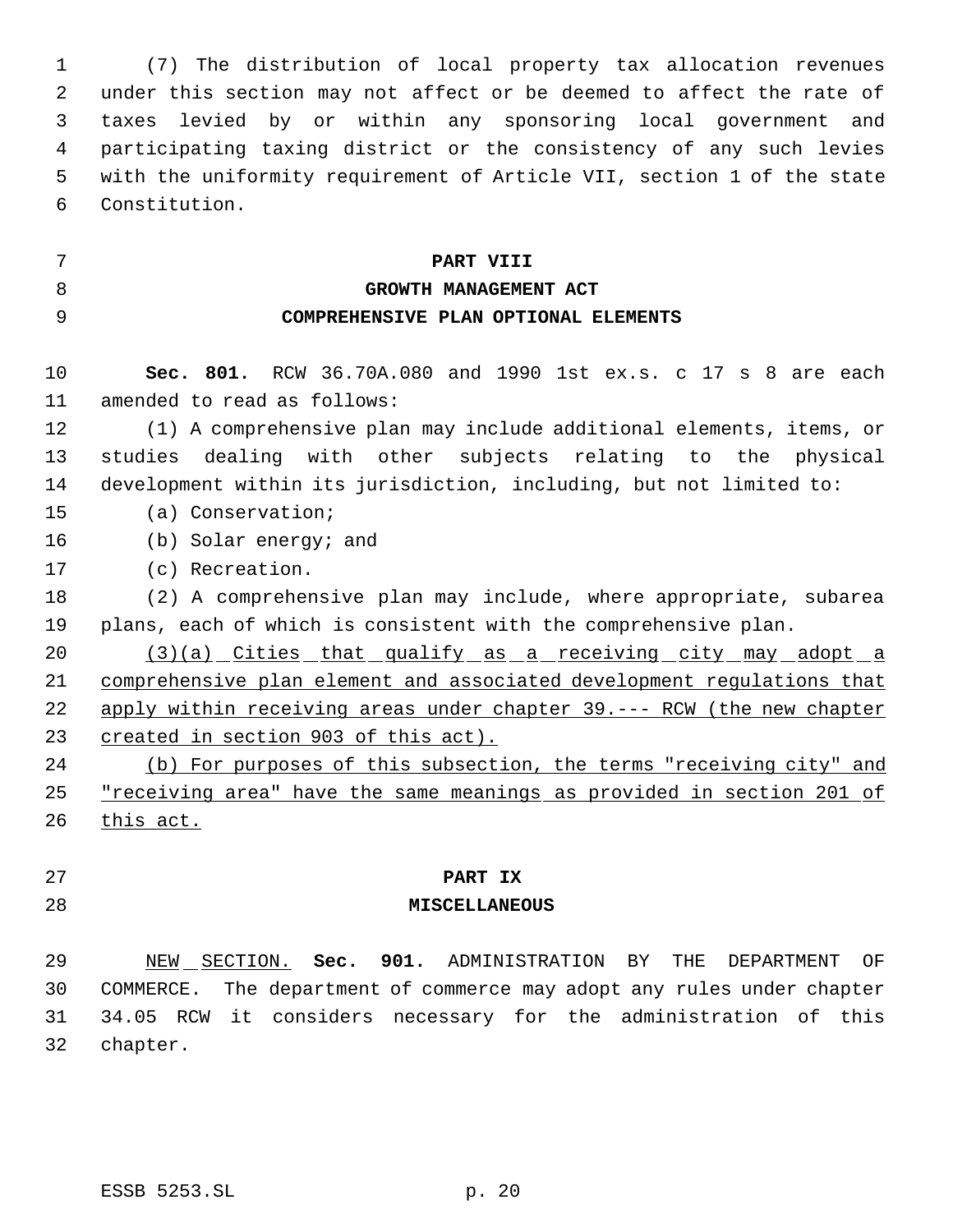(7) The distribution of local property tax allocation revenues under this section may not affect or be deemed to affect the rate of taxes levied by or within any sponsoring local government and participating taxing district or the consistency of any such levies with the uniformity requirement of Article VII, section 1 of the state Constitution.

## PART VIII
## GROWTH MANAGEMENT ACT
## COMPREHENSIVE PLAN OPTIONAL ELEMENTS

**Sec. 801.** RCW 36.70A.080 and 1990 1st ex.s. c 17 s 8 are each amended to read as follows:

(1) A comprehensive plan may include additional elements, items, or studies dealing with other subjects relating to the physical development within its jurisdiction, including, but not limited to:

(a) Conservation;

(b) Solar energy; and

(c) Recreation.

(2) A comprehensive plan may include, where appropriate, subarea plans, each of which is consistent with the comprehensive plan.

<u>(3)(a) Cities that qualify as a receiving city may adopt a comprehensive plan element and associated development regulations that apply within receiving areas under chapter 39.--- RCW (the new chapter created in section 903 of this act).</u>

<u>(b) For purposes of this subsection, the terms "receiving city" and "receiving area" have the same meanings as provided in section 201 of this act.</u>

## PART IX
## MISCELLANEOUS

<u>NEW SECTION.</u> **Sec. 901.** ADMINISTRATION BY THE DEPARTMENT OF COMMERCE. The department of commerce may adopt any rules under chapter 34.05 RCW it considers necessary for the administration of this chapter.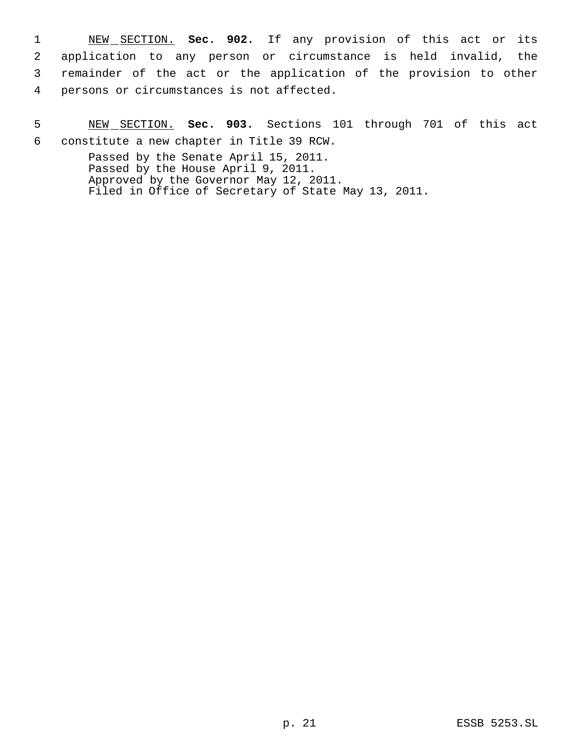NEW SECTION. **Sec. 902.** If any provision of this act or its application to any person or circumstance is held invalid, the remainder of the act or the application of the provision to other persons or circumstances is not affected.

NEW SECTION. **Sec. 903.** Sections 101 through 701 of this act constitute a new chapter in Title 39 RCW.

Passed by the Senate April 15, 2011.
Passed by the House April 9, 2011.
Approved by the Governor May 12, 2011.
Filed in Office of Secretary of State May 13, 2011.